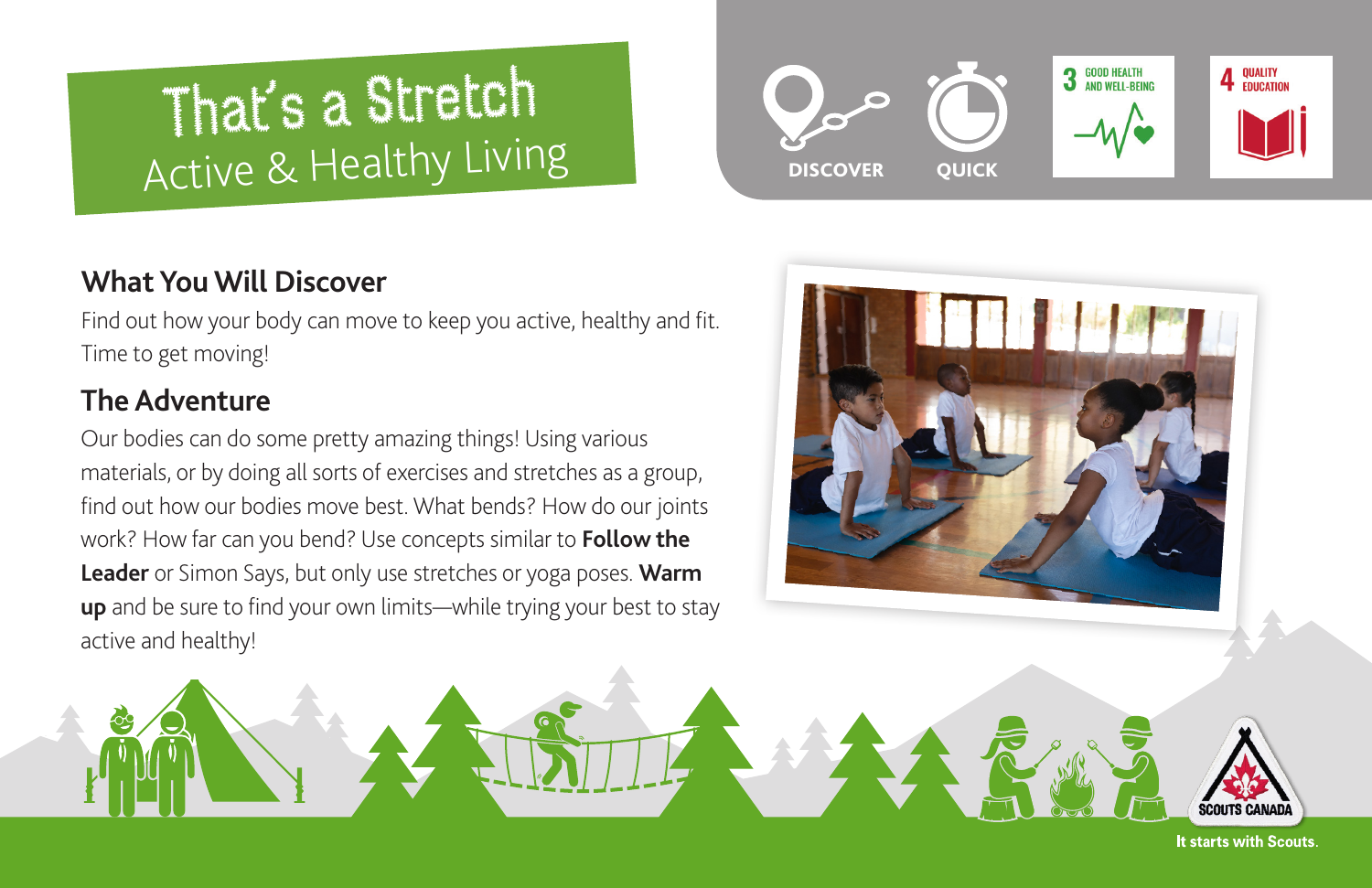# That's a Stretch

## Active & Healthy Living

DISCOVER QUICK

3 GOOD HEALTH AND WELL-BEING

4 QUALITY EDUCATION

## What You Will Discover

Find out how your body can move to keep you active, healthy and fit. Time to get moving!

## The Adventure

Our bodies can do some pretty amazing things! Using various materials, or by doing all sorts of exercises and stretches as a group, find out how our bodies move best. What bends? How do our joints work? How far can you bend? Use concepts similar to **Follow the Leader** or Simon Says, but only use stretches or yoga poses. **Warm up** and be sure to find your own limits—while trying your best to stay active and healthy!

SCOUTS CANADA

It starts with Scouts.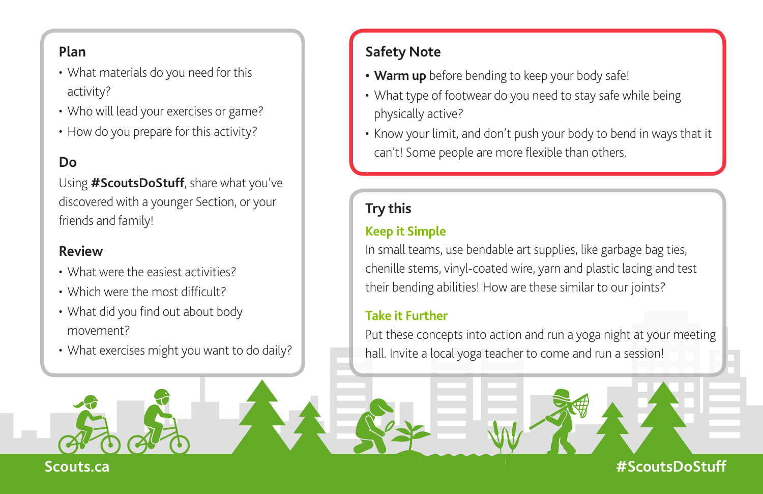## Plan

- What materials do you need for this activity?
- Who will lead your exercises or game?
- How do you prepare for this activity?

## Do

Using **#ScoutsDoStuff**, share what you've discovered with a younger Section, or your friends and family!

## Review

- What were the easiest activities?
- Which were the most difficult?
- What did you find out about body movement?
- What exercises might you want to do daily?

## Safety Note

- **Warm up** before bending to keep your body safe!
- What type of footwear do you need to stay safe while being physically active?
- Know your limit, and don't push your body to bend in ways that it can't! Some people are more flexible than others.

## Try this

### Keep it Simple

In small teams, use bendable art supplies, like garbage bag ties, chenille stems, vinyl-coated wire, yarn and plastic lacing and test their bending abilities! How are these similar to our joints?

### Take it Further

Put these concepts into action and run a yoga night at your meeting hall. Invite a local yoga teacher to come and run a session!

Scouts.ca

#ScoutsDoStuff